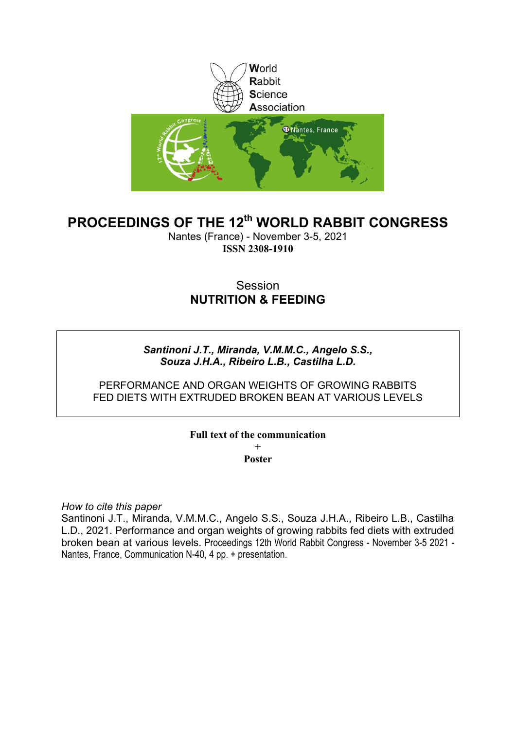# PROCEEDINGS OF THE 12th WORLD RABBIT CONGRESS

Nantes (France) - November 3-5, 2021

**ISSN 2308-1910**

Session

**NUTRITION & FEEDING**

***Santinoni J.T., Miranda, V.M.M.C., Angelo S.S., Souza J.H.A., Ribeiro L.B., Castilha L.D.***

PERFORMANCE AND ORGAN WEIGHTS OF GROWING RABBITS FED DIETS WITH EXTRUDED BROKEN BEAN AT VARIOUS LEVELS

**Full text of the communication**

+

**Poster**

*How to cite this paper*

Santinoni J.T., Miranda, V.M.M.C., Angelo S.S., Souza J.H.A., Ribeiro L.B., Castilha L.D., 2021. Performance and organ weights of growing rabbits fed diets with extruded broken bean at various levels. Proceedings 12th World Rabbit Congress - November 3-5 2021 - Nantes, France, Communication N-40, 4 pp. + presentation.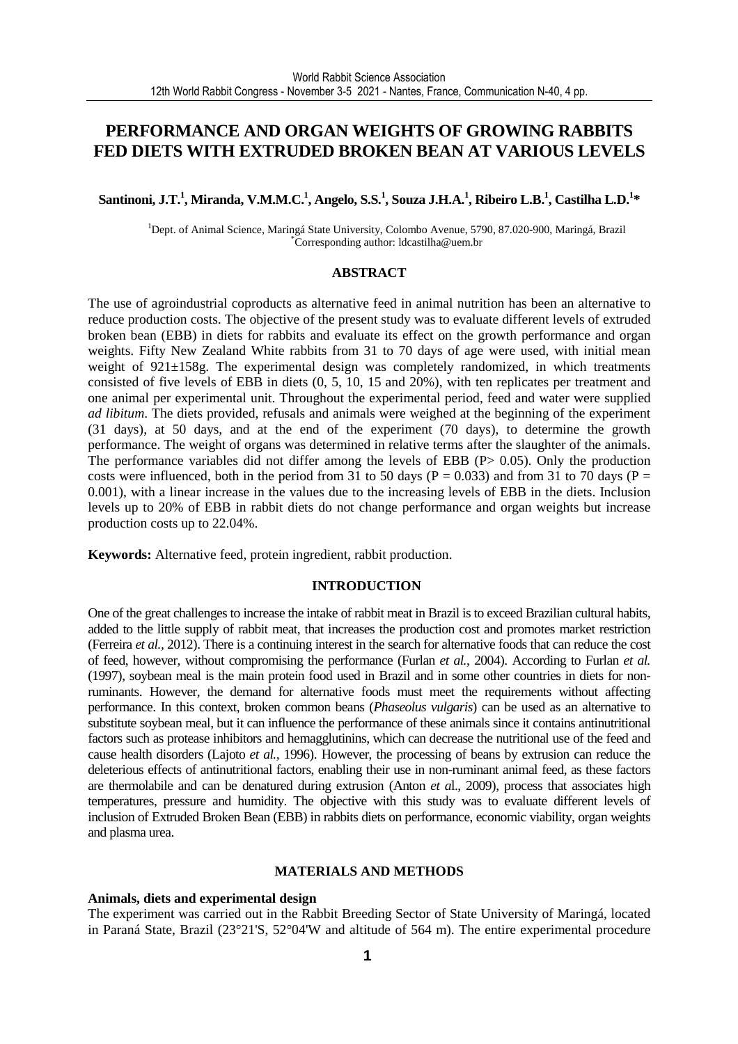# PERFORMANCE AND ORGAN WEIGHTS OF GROWING RABBITS FED DIETS WITH EXTRUDED BROKEN BEAN AT VARIOUS LEVELS

**Santinoni, J.T.[1], Miranda, V.M.M.C.[1], Angelo, S.S.[1], Souza J.H.A.[1], Ribeiro L.B.[1], Castilha L.D.[1]***

[1]Dept. of Animal Science, Maringá State University, Colombo Avenue, 5790, 87.020-900, Maringá, Brazil
*Corresponding author: ldcastilha@uem.br

## ABSTRACT

The use of agroindustrial coproducts as alternative feed in animal nutrition has been an alternative to reduce production costs. The objective of the present study was to evaluate different levels of extruded broken bean (EBB) in diets for rabbits and evaluate its effect on the growth performance and organ weights. Fifty New Zealand White rabbits from 31 to 70 days of age were used, with initial mean weight of 921±158g. The experimental design was completely randomized, in which treatments consisted of five levels of EBB in diets (0, 5, 10, 15 and 20%), with ten replicates per treatment and one animal per experimental unit. Throughout the experimental period, feed and water were supplied *ad libitum*. The diets provided, refusals and animals were weighed at the beginning of the experiment (31 days), at 50 days, and at the end of the experiment (70 days), to determine the growth performance. The weight of organs was determined in relative terms after the slaughter of the animals. The performance variables did not differ among the levels of EBB ($P > 0.05$). Only the production costs were influenced, both in the period from 31 to 50 days ($P = 0.033$) and from 31 to 70 days ($P = 0.001$), with a linear increase in the values due to the increasing levels of EBB in the diets. Inclusion levels up to 20% of EBB in rabbit diets do not change performance and organ weights but increase production costs up to 22.04%.

**Keywords:** Alternative feed, protein ingredient, rabbit production.

## INTRODUCTION

One of the great challenges to increase the intake of rabbit meat in Brazil is to exceed Brazilian cultural habits, added to the little supply of rabbit meat, that increases the production cost and promotes market restriction (Ferreira *et al.*, 2012). There is a continuing interest in the search for alternative foods that can reduce the cost of feed, however, without compromising the performance (Furlan *et al.*, 2004). According to Furlan *et al.* (1997), soybean meal is the main protein food used in Brazil and in some other countries in diets for non-ruminants. However, the demand for alternative foods must meet the requirements without affecting performance. In this context, broken common beans (*Phaseolus vulgaris*) can be used as an alternative to substitute soybean meal, but it can influence the performance of these animals since it contains antinutritional factors such as protease inhibitors and hemagglutinins, which can decrease the nutritional use of the feed and cause health disorders (Lajoto *et al.*, 1996). However, the processing of beans by extrusion can reduce the deleterious effects of antinutritional factors, enabling their use in non-ruminant animal feed, as these factors are thermolabile and can be denatured during extrusion (Anton *et a*l., 2009), process that associates high temperatures, pressure and humidity. The objective with this study was to evaluate different levels of inclusion of Extruded Broken Bean (EBB) in rabbits diets on performance, economic viability, organ weights and plasma urea.

## MATERIALS AND METHODS

### Animals, diets and experimental design

The experiment was carried out in the Rabbit Breeding Sector of State University of Maringá, located in Paraná State, Brazil (23°21'S, 52°04'W and altitude of 564 m). The entire experimental procedure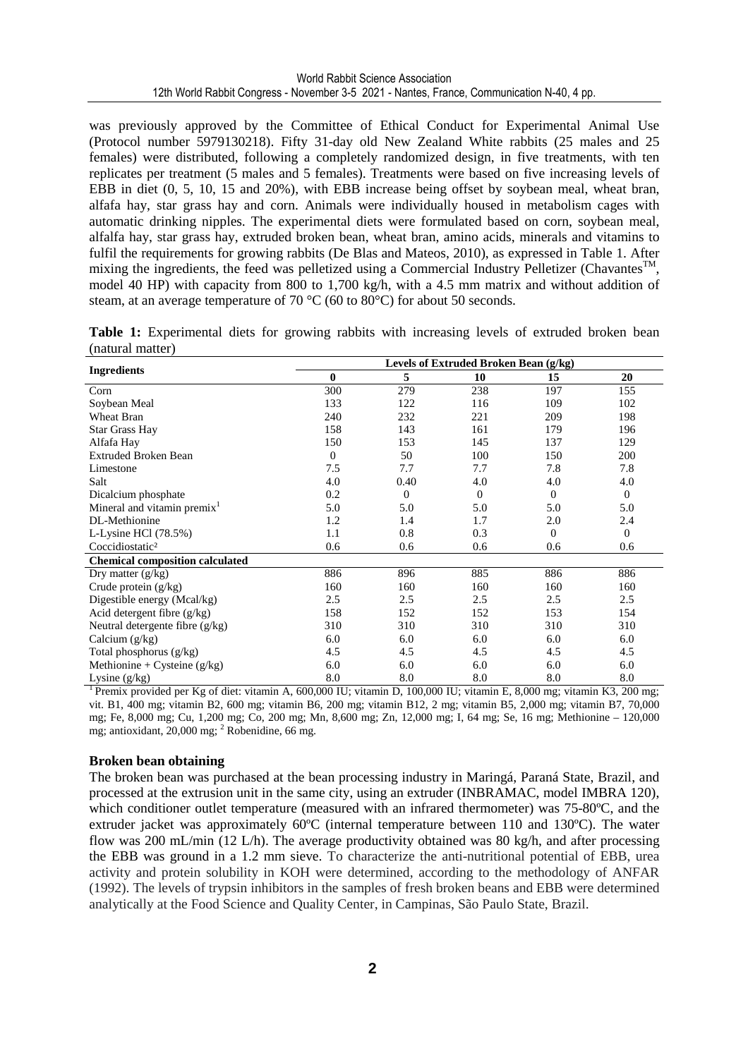was previously approved by the Committee of Ethical Conduct for Experimental Animal Use (Protocol number 5979130218). Fifty 31-day old New Zealand White rabbits (25 males and 25 females) were distributed, following a completely randomized design, in five treatments, with ten replicates per treatment (5 males and 5 females). Treatments were based on five increasing levels of EBB in diet (0, 5, 10, 15 and 20%), with EBB increase being offset by soybean meal, wheat bran, alfafa hay, star grass hay and corn. Animals were individually housed in metabolism cages with automatic drinking nipples. The experimental diets were formulated based on corn, soybean meal, alfalfa hay, star grass hay, extruded broken bean, wheat bran, amino acids, minerals and vitamins to fulfil the requirements for growing rabbits (De Blas and Mateos, 2010), as expressed in Table 1. After mixing the ingredients, the feed was pelletized using a Commercial Industry Pelletizer (Chavantes™, model 40 HP) with capacity from 800 to 1,700 kg/h, with a 4.5 mm matrix and without addition of steam, at an average temperature of 70 °C (60 to 80°C) for about 50 seconds.

**Table 1:** Experimental diets for growing rabbits with increasing levels of extruded broken bean (natural matter)

| Ingredients | Levels of Extruded Broken Bean (g/kg) | | | | |
|---|---|---|---|---|---|
| | **0** | **5** | **10** | **15** | **20** |
| Corn | 300 | 279 | 238 | 197 | 155 |
| Soybean Meal | 133 | 122 | 116 | 109 | 102 |
| Wheat Bran | 240 | 232 | 221 | 209 | 198 |
| Star Grass Hay | 158 | 143 | 161 | 179 | 196 |
| Alfafa Hay | 150 | 153 | 145 | 137 | 129 |
| Extruded Broken Bean | 0 | 50 | 100 | 150 | 200 |
| Limestone | 7.5 | 7.7 | 7.7 | 7.8 | 7.8 |
| Salt | 4.0 | 0.40 | 4.0 | 4.0 | 4.0 |
| Dicalcium phosphate | 0.2 | 0 | 0 | 0 | 0 |
| Mineral and vitamin premix[1] | 5.0 | 5.0 | 5.0 | 5.0 | 5.0 |
| DL-Methionine | 1.2 | 1.4 | 1.7 | 2.0 | 2.4 |
| L-Lysine HCl (78.5%) | 1.1 | 0.8 | 0.3 | 0 | 0 |
| Coccidiostatic[2] | 0.6 | 0.6 | 0.6 | 0.6 | 0.6 |
| **Chemical composition calculated** | | | | | |
| Dry matter (g/kg) | 886 | 896 | 885 | 886 | 886 |
| Crude protein (g/kg) | 160 | 160 | 160 | 160 | 160 |
| Digestible energy (Mcal/kg) | 2.5 | 2.5 | 2.5 | 2.5 | 2.5 |
| Acid detergent fibre (g/kg) | 158 | 152 | 152 | 153 | 154 |
| Neutral detergente fibre (g/kg) | 310 | 310 | 310 | 310 | 310 |
| Calcium (g/kg) | 6.0 | 6.0 | 6.0 | 6.0 | 6.0 |
| Total phosphorus (g/kg) | 4.5 | 4.5 | 4.5 | 4.5 | 4.5 |
| Methionine + Cysteine (g/kg) | 6.0 | 6.0 | 6.0 | 6.0 | 6.0 |
| Lysine (g/kg) | 8.0 | 8.0 | 8.0 | 8.0 | 8.0 |

[1] Premix provided per Kg of diet: vitamin A, 600,000 IU; vitamin D, 100,000 IU; vitamin E, 8,000 mg; vitamin K3, 200 mg; vit. B1, 400 mg; vitamin B2, 600 mg; vitamin B6, 200 mg; vitamin B12, 2 mg; vitamin B5, 2,000 mg; vitamin B7, 70,000 mg; Fe, 8,000 mg; Cu, 1,200 mg; Co, 200 mg; Mn, 8,600 mg; Zn, 12,000 mg; I, 64 mg; Se, 16 mg; Methionine – 120,000 mg; antioxidant, 20,000 mg; [2] Robenidine, 66 mg.

### Broken bean obtaining

The broken bean was purchased at the bean processing industry in Maringá, Paraná State, Brazil, and processed at the extrusion unit in the same city, using an extruder (INBRAMAC, model IMBRA 120), which conditioner outlet temperature (measured with an infrared thermometer) was 75-80ºC, and the extruder jacket was approximately 60ºC (internal temperature between 110 and 130ºC). The water flow was 200 mL/min (12 L/h). The average productivity obtained was 80 kg/h, and after processing the EBB was ground in a 1.2 mm sieve. To characterize the anti-nutritional potential of EBB, urea activity and protein solubility in KOH were determined, according to the methodology of ANFAR (1992). The levels of trypsin inhibitors in the samples of fresh broken beans and EBB were determined analytically at the Food Science and Quality Center, in Campinas, São Paulo State, Brazil.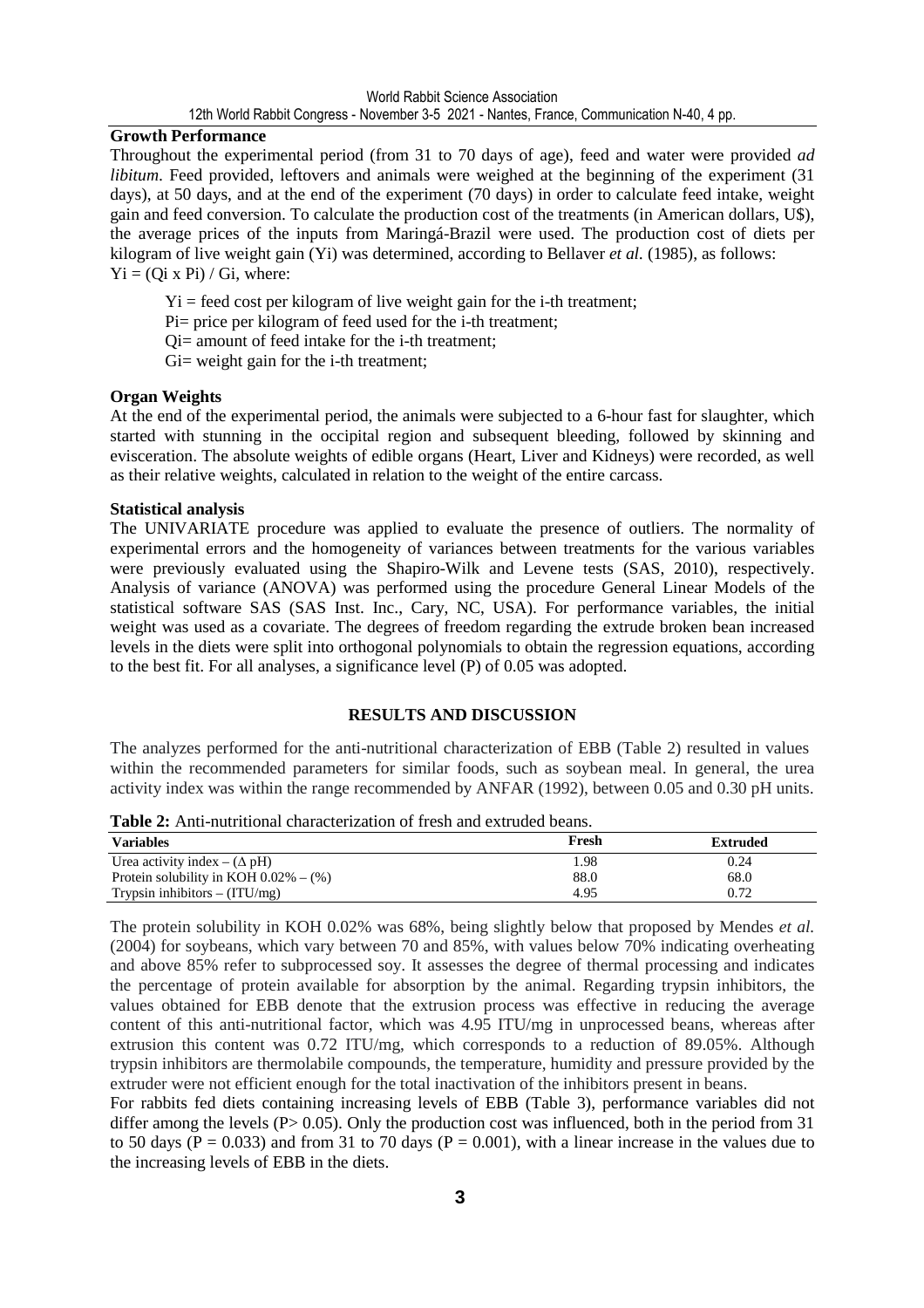**Growth Performance**

Throughout the experimental period (from 31 to 70 days of age), feed and water were provided *ad libitum*. Feed provided, leftovers and animals were weighed at the beginning of the experiment (31 days), at 50 days, and at the end of the experiment (70 days) in order to calculate feed intake, weight gain and feed conversion. To calculate the production cost of the treatments (in American dollars, U$), the average prices of the inputs from Maringá-Brazil were used. The production cost of diets per kilogram of live weight gain (Yi) was determined, according to Bellaver *et al.* (1985), as follows:
$Yi = (Qi \times Pi) / Gi$, where:

$Yi$ = feed cost per kilogram of live weight gain for the i-th treatment;
$Pi$= price per kilogram of feed used for the i-th treatment;
$Qi$= amount of feed intake for the i-th treatment;
$Gi$= weight gain for the i-th treatment;

**Organ Weights**

At the end of the experimental period, the animals were subjected to a 6-hour fast for slaughter, which started with stunning in the occipital region and subsequent bleeding, followed by skinning and evisceration. The absolute weights of edible organs (Heart, Liver and Kidneys) were recorded, as well as their relative weights, calculated in relation to the weight of the entire carcass.

**Statistical analysis**

The UNIVARIATE procedure was applied to evaluate the presence of outliers. The normality of experimental errors and the homogeneity of variances between treatments for the various variables were previously evaluated using the Shapiro-Wilk and Levene tests (SAS, 2010), respectively. Analysis of variance (ANOVA) was performed using the procedure General Linear Models of the statistical software SAS (SAS Inst. Inc., Cary, NC, USA). For performance variables, the initial weight was used as a covariate. The degrees of freedom regarding the extrude broken bean increased levels in the diets were split into orthogonal polynomials to obtain the regression equations, according to the best fit. For all analyses, a significance level (P) of 0.05 was adopted.

## RESULTS AND DISCUSSION

The analyzes performed for the anti-nutritional characterization of EBB (Table 2) resulted in values within the recommended parameters for similar foods, such as soybean meal. In general, the urea activity index was within the range recommended by ANFAR (1992), between 0.05 and 0.30 pH units.

**Table 2:** Anti-nutritional characterization of fresh and extruded beans.

| Variables | Fresh | Extruded |
|---|---|---|
| Urea activity index – (Δ pH) | 1.98 | 0.24 |
| Protein solubility in KOH 0.02% – (%) | 88.0 | 68.0 |
| Trypsin inhibitors – (ITU/mg) | 4.95 | 0.72 |

The protein solubility in KOH 0.02% was 68%, being slightly below that proposed by Mendes *et al.* (2004) for soybeans, which vary between 70 and 85%, with values below 70% indicating overheating and above 85% refer to subprocessed soy. It assesses the degree of thermal processing and indicates the percentage of protein available for absorption by the animal. Regarding trypsin inhibitors, the values obtained for EBB denote that the extrusion process was effective in reducing the average content of this anti-nutritional factor, which was 4.95 ITU/mg in unprocessed beans, whereas after extrusion this content was 0.72 ITU/mg, which corresponds to a reduction of 89.05%. Although trypsin inhibitors are thermolabile compounds, the temperature, humidity and pressure provided by the extruder were not efficient enough for the total inactivation of the inhibitors present in beans.

For rabbits fed diets containing increasing levels of EBB (Table 3), performance variables did not differ among the levels ($P > 0.05$). Only the production cost was influenced, both in the period from 31 to 50 days ($P = 0.033$) and from 31 to 70 days ($P = 0.001$), with a linear increase in the values due to the increasing levels of EBB in the diets.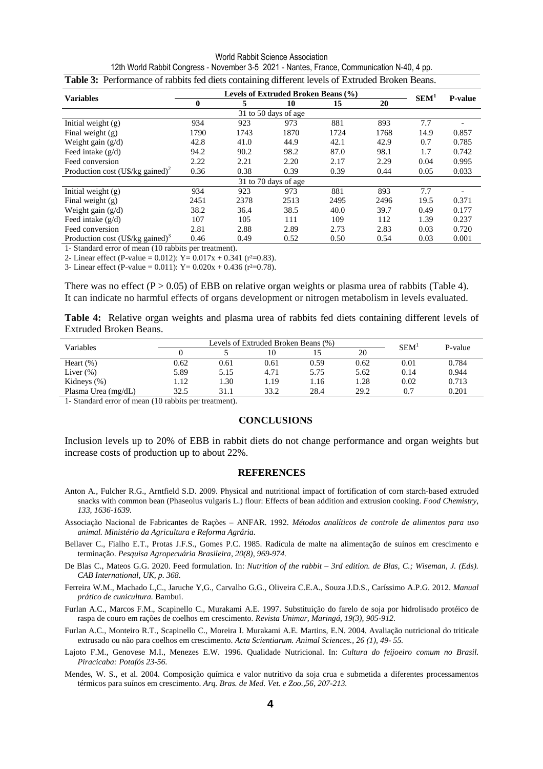**Table 3:** Performance of rabbits fed diets containing different levels of Extruded Broken Beans.

| **Variables** | **Levels of Extruded Broken Beans (%)** | | | | | **SEM[1]** | **P-value** |
|---|---|---|---|---|---|---|---|
| | **0** | **5** | **10** | **15** | **20** | | |
| | | | 31 to 50 days of age | | | | |
| Initial weight (g) | 934 | 923 | 973 | 881 | 893 | 7.7 | - |
| Final weight (g) | 1790 | 1743 | 1870 | 1724 | 1768 | 14.9 | 0.857 |
| Weight gain (g/d) | 42.8 | 41.0 | 44.9 | 42.1 | 42.9 | 0.7 | 0.785 |
| Feed intake (g/d) | 94.2 | 90.2 | 98.2 | 87.0 | 98.1 | 1.7 | 0.742 |
| Feed conversion | 2.22 | 2.21 | 2.20 | 2.17 | 2.29 | 0.04 | 0.995 |
| Production cost (U$/kg gained)[2] | 0.36 | 0.38 | 0.39 | 0.39 | 0.44 | 0.05 | 0.033 |
| | | | 31 to 70 days of age | | | | |
| Initial weight (g) | 934 | 923 | 973 | 881 | 893 | 7.7 | - |
| Final weight (g) | 2451 | 2378 | 2513 | 2495 | 2496 | 19.5 | 0.371 |
| Weight gain (g/d) | 38.2 | 36.4 | 38.5 | 40.0 | 39.7 | 0.49 | 0.177 |
| Feed intake (g/d) | 107 | 105 | 111 | 109 | 112 | 1.39 | 0.237 |
| Feed conversion | 2.81 | 2.88 | 2.89 | 2.73 | 2.83 | 0.03 | 0.720 |
| Production cost (U$/kg gained)[3] | 0.46 | 0.49 | 0.52 | 0.50 | 0.54 | 0.03 | 0.001 |

1- Standard error of mean (10 rabbits per treatment).

2- Linear effect (P-value = 0.012): $Y= 0.017x + 0.341$ ($r^2$=0.83).

3- Linear effect (P-value = 0.011): $Y= 0.020x + 0.436$ ($r^2$=0.78).

There was no effect ($P > 0.05$) of EBB on relative organ weights or plasma urea of rabbits (Table 4). It can indicate no harmful effects of organs development or nitrogen metabolism in levels evaluated.

**Table 4:** Relative organ weights and plasma urea of rabbits fed diets containing different levels of Extruded Broken Beans.

| Variables | Levels of Extruded Broken Beans (%) | | | | | SEM[1] | P-value |
|---|---|---|---|---|---|---|---|
| | 0 | 5 | 10 | 15 | 20 | | |
| Heart (%) | 0.62 | 0.61 | 0.61 | 0.59 | 0.62 | 0.01 | 0.784 |
| Liver (%) | 5.89 | 5.15 | 4.71 | 5.75 | 5.62 | 0.14 | 0.944 |
| Kidneys (%) | 1.12 | 1.30 | 1.19 | 1.16 | 1.28 | 0.02 | 0.713 |
| Plasma Urea (mg/dL) | 32.5 | 31.1 | 33.2 | 28.4 | 29.2 | 0.7 | 0.201 |

1- Standard error of mean (10 rabbits per treatment).

## CONCLUSIONS

Inclusion levels up to 20% of EBB in rabbit diets do not change performance and organ weights but increase costs of production up to about 22%.

## REFERENCES

Anton A., Fulcher R.G., Arntfield S.D. 2009. Physical and nutritional impact of fortification of corn starch-based extruded snacks with common bean (Phaseolus vulgaris L.) flour: Effects of bean addition and extrusion cooking. *Food Chemistry, 133, 1636-1639.*

Associação Nacional de Fabricantes de Rações – ANFAR. 1992. *Métodos analíticos de controle de alimentos para uso animal. Ministério da Agricultura e Reforma Agrária.*

Bellaver C., Fialho E.T., Protas J.F.S., Gomes P.C. 1985. Radícula de malte na alimentação de suínos em crescimento e terminação. *Pesquisa Agropecuária Brasileira, 20(8), 969-974.*

De Blas C., Mateos G.G. 2020. Feed formulation. In: *Nutrition of the rabbit – 3rd edition. de Blas, C.; Wiseman, J. (Eds). CAB International, UK, p. 368.*

Ferreira W.M., Machado L,C., Jaruche Y,G., Carvalho G.G., Oliveira C.E.A., Souza J.D.S., Caríssimo A.P.G. 2012. *Manual prático de cunicultura.* Bambui.

Furlan A.C., Marcos F.M., Scapinello C., Murakami A.E. 1997. Substituição do farelo de soja por hidrolisado protéico de raspa de couro em rações de coelhos em crescimento. *Revista Unimar, Maringá, 19(3), 905-912.*

Furlan A.C., Monteiro R.T., Scapinello C., Moreira I. Murakami A.E. Martins, E.N. 2004. Avaliação nutricional do triticale extrusado ou não para coelhos em crescimento. *Acta Scientiarum. Animal Sciences., 26 (1), 49- 55.*

Lajoto F.M., Genovese M.I., Menezes E.W. 1996. Qualidade Nutricional. In: *Cultura do feijoeiro comum no Brasil. Piracicaba: Potafós 23-56.*

Mendes, W. S., et al. 2004. Composição química e valor nutritivo da soja crua e submetida a diferentes processamentos térmicos para suínos em crescimento. *Arq. Bras. de Med. Vet. e Zoo.,56, 207-213.*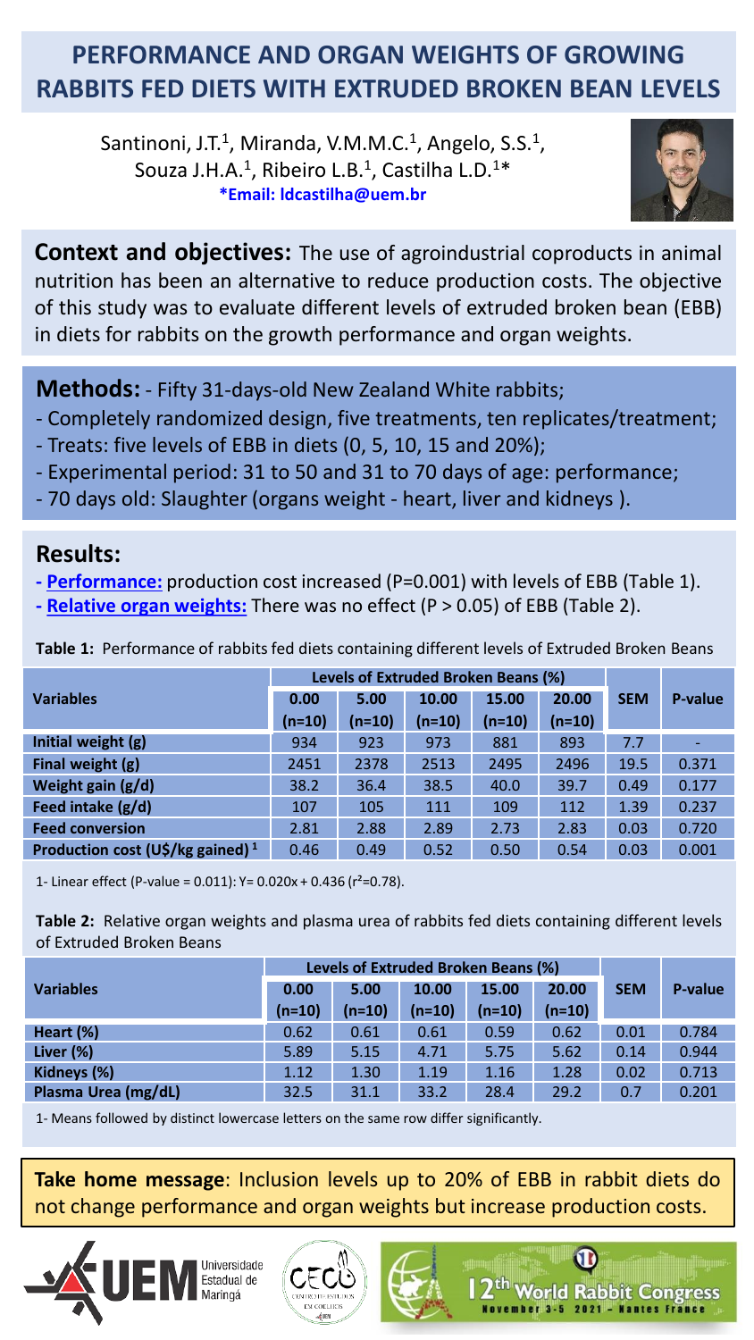# PERFORMANCE AND ORGAN WEIGHTS OF GROWING RABBITS FED DIETS WITH EXTRUDED BROKEN BEAN LEVELS

Santinoni, J.T.[1], Miranda, V.M.M.C.[1], Angelo, S.S.[1], Souza J.H.A.[1], Ribeiro L.B.[1], Castilha L.D.[1]*

***Email: ldcastilha@uem.br**

**Context and objectives:** The use of agroindustrial coproducts in animal nutrition has been an alternative to reduce production costs. The objective of this study was to evaluate different levels of extruded broken bean (EBB) in diets for rabbits on the growth performance and organ weights.

## Methods:

- Fifty 31-days-old New Zealand White rabbits;
- Completely randomized design, five treatments, ten replicates/treatment;
- Treats: five levels of EBB in diets (0, 5, 10, 15 and 20%);
- Experimental period: 31 to 50 and 31 to 70 days of age: performance;
- 70 days old: Slaughter (organs weight - heart, liver and kidneys ).

## Results:

- **Performance:** production cost increased (P=0.001) with levels of EBB (Table 1).
- **Relative organ weights:** There was no effect (P > 0.05) of EBB (Table 2).

**Table 1:** Performance of rabbits fed diets containing different levels of Extruded Broken Beans

| Variables | Levels of Extruded Broken Beans (%) | | | | | SEM | P-value |
|---|---|---|---|---|---|---|---|
| | 0.00 (n=10) | 5.00 (n=10) | 10.00 (n=10) | 15.00 (n=10) | 20.00 (n=10) | | |
| Initial weight (g) | 934 | 923 | 973 | 881 | 893 | 7.7 | - |
| Final weight (g) | 2451 | 2378 | 2513 | 2495 | 2496 | 19.5 | 0.371 |
| Weight gain (g/d) | 38.2 | 36.4 | 38.5 | 40.0 | 39.7 | 0.49 | 0.177 |
| Feed intake (g/d) | 107 | 105 | 111 | 109 | 112 | 1.39 | 0.237 |
| Feed conversion | 2.81 | 2.88 | 2.89 | 2.73 | 2.83 | 0.03 | 0.720 |
| Production cost (U$/kg gained) [1] | 0.46 | 0.49 | 0.52 | 0.50 | 0.54 | 0.03 | 0.001 |

1- Linear effect (P-value = 0.011): $Y= 0.020x + 0.436$ ($r^2$=0.78).

**Table 2:** Relative organ weights and plasma urea of rabbits fed diets containing different levels of Extruded Broken Beans

| Variables | Levels of Extruded Broken Beans (%) | | | | | SEM | P-value |
|---|---|---|---|---|---|---|---|
| | 0.00 (n=10) | 5.00 (n=10) | 10.00 (n=10) | 15.00 (n=10) | 20.00 (n=10) | | |
| Heart (%) | 0.62 | 0.61 | 0.61 | 0.59 | 0.62 | 0.01 | 0.784 |
| Liver (%) | 5.89 | 5.15 | 4.71 | 5.75 | 5.62 | 0.14 | 0.944 |
| Kidneys (%) | 1.12 | 1.30 | 1.19 | 1.16 | 1.28 | 0.02 | 0.713 |
| Plasma Urea (mg/dL) | 32.5 | 31.1 | 33.2 | 28.4 | 29.2 | 0.7 | 0.201 |

1- Means followed by distinct lowercase letters on the same row differ significantly.

**Take home message**: Inclusion levels up to 20% of EBB in rabbit diets do not change performance and organ weights but increase production costs.

UEM Universidade Estadual de Maringá

12th World Rabbit Congress November 3-5 2021 – Nantes France